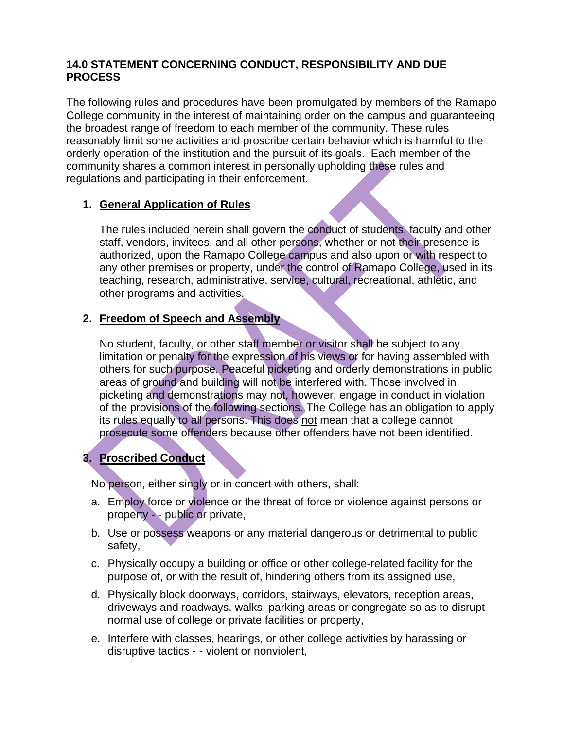# 14.0 STATEMENT CONCERNING CONDUCT, RESPONSIBILITY AND DUE PROCESS

The following rules and procedures have been promulgated by members of the Ramapo College community in the interest of maintaining order on the campus and guaranteeing the broadest range of freedom to each member of the community. These rules reasonably limit some activities and proscribe certain behavior which is harmful to the orderly operation of the institution and the pursuit of its goals. Each member of the community shares a common interest in personally upholding these rules and regulations and participating in their enforcement.

1. **General Application of Rules**

   The rules included herein shall govern the conduct of students, faculty and other staff, vendors, invitees, and all other persons, whether or not their presence is authorized, upon the Ramapo College campus and also upon or with respect to any other premises or property, under the control of Ramapo College, used in its teaching, research, administrative, service, cultural, recreational, athletic, and other programs and activities.

2. **Freedom of Speech and Assembly**

   No student, faculty, or other staff member or visitor shall be subject to any limitation or penalty for the expression of his views or for having assembled with others for such purpose. Peaceful picketing and orderly demonstrations in public areas of ground and building will not be interfered with. Those involved in picketing and demonstrations may not, however, engage in conduct in violation of the provisions of the following sections. The College has an obligation to apply its rules equally to all persons. This does not mean that a college cannot prosecute some offenders because other offenders have not been identified.

3. **Proscribed Conduct**

   No person, either singly or in concert with others, shall:

   a. Employ force or violence or the threat of force or violence against persons or property - - public or private,

   b. Use or possess weapons or any material dangerous or detrimental to public safety,

   c. Physically occupy a building or office or other college-related facility for the purpose of, or with the result of, hindering others from its assigned use,

   d. Physically block doorways, corridors, stairways, elevators, reception areas, driveways and roadways, walks, parking areas or congregate so as to disrupt normal use of college or private facilities or property,

   e. Interfere with classes, hearings, or other college activities by harassing or disruptive tactics - - violent or nonviolent,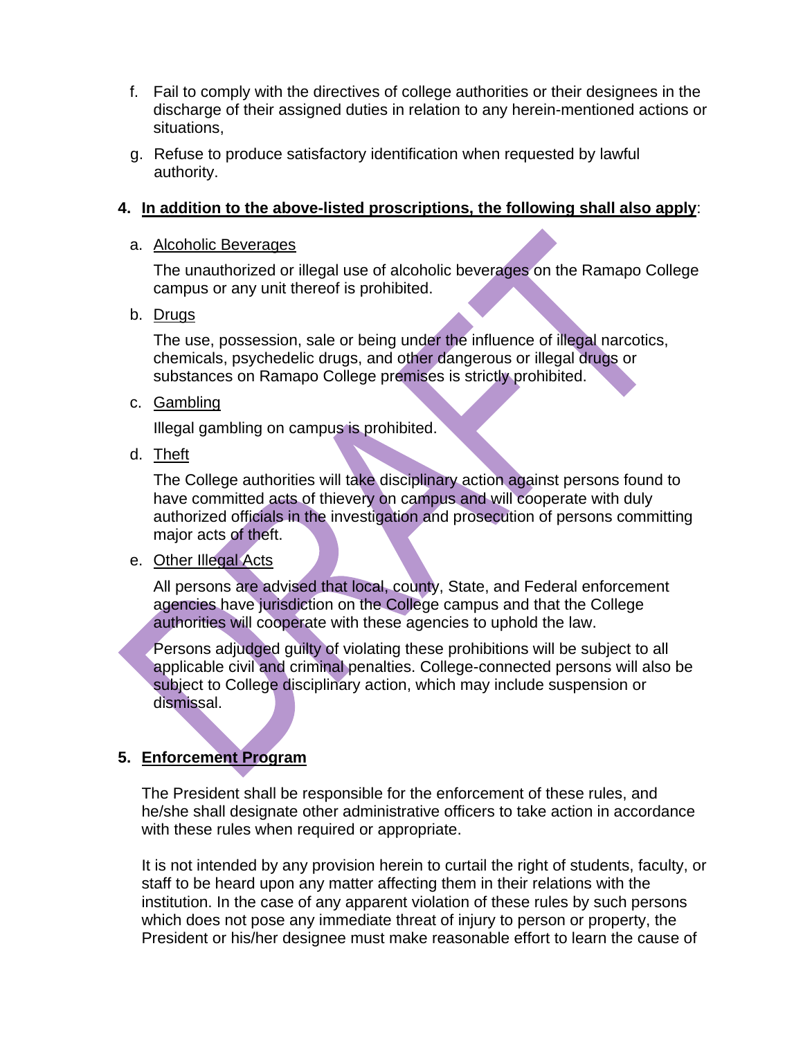f. Fail to comply with the directives of college authorities or their designees in the discharge of their assigned duties in relation to any herein-mentioned actions or situations,

g. Refuse to produce satisfactory identification when requested by lawful authority.

**4. <u>In addition to the above-listed proscriptions, the following shall also apply</u>:**

a. <u>Alcoholic Beverages</u>

The unauthorized or illegal use of alcoholic beverages on the Ramapo College campus or any unit thereof is prohibited.

b. <u>Drugs</u>

The use, possession, sale or being under the influence of illegal narcotics, chemicals, psychedelic drugs, and other dangerous or illegal drugs or substances on Ramapo College premises is strictly prohibited.

c. <u>Gambling</u>

Illegal gambling on campus is prohibited.

d. <u>Theft</u>

The College authorities will take disciplinary action against persons found to have committed acts of thievery on campus and will cooperate with duly authorized officials in the investigation and prosecution of persons committing major acts of theft.

e. <u>Other Illegal Acts</u>

All persons are advised that local, county, State, and Federal enforcement agencies have jurisdiction on the College campus and that the College authorities will cooperate with these agencies to uphold the law.

Persons adjudged guilty of violating these prohibitions will be subject to all applicable civil and criminal penalties. College-connected persons will also be subject to College disciplinary action, which may include suspension or dismissal.

**5. <u>Enforcement Program</u>**

The President shall be responsible for the enforcement of these rules, and he/she shall designate other administrative officers to take action in accordance with these rules when required or appropriate.

It is not intended by any provision herein to curtail the right of students, faculty, or staff to be heard upon any matter affecting them in their relations with the institution. In the case of any apparent violation of these rules by such persons which does not pose any immediate threat of injury to person or property, the President or his/her designee must make reasonable effort to learn the cause of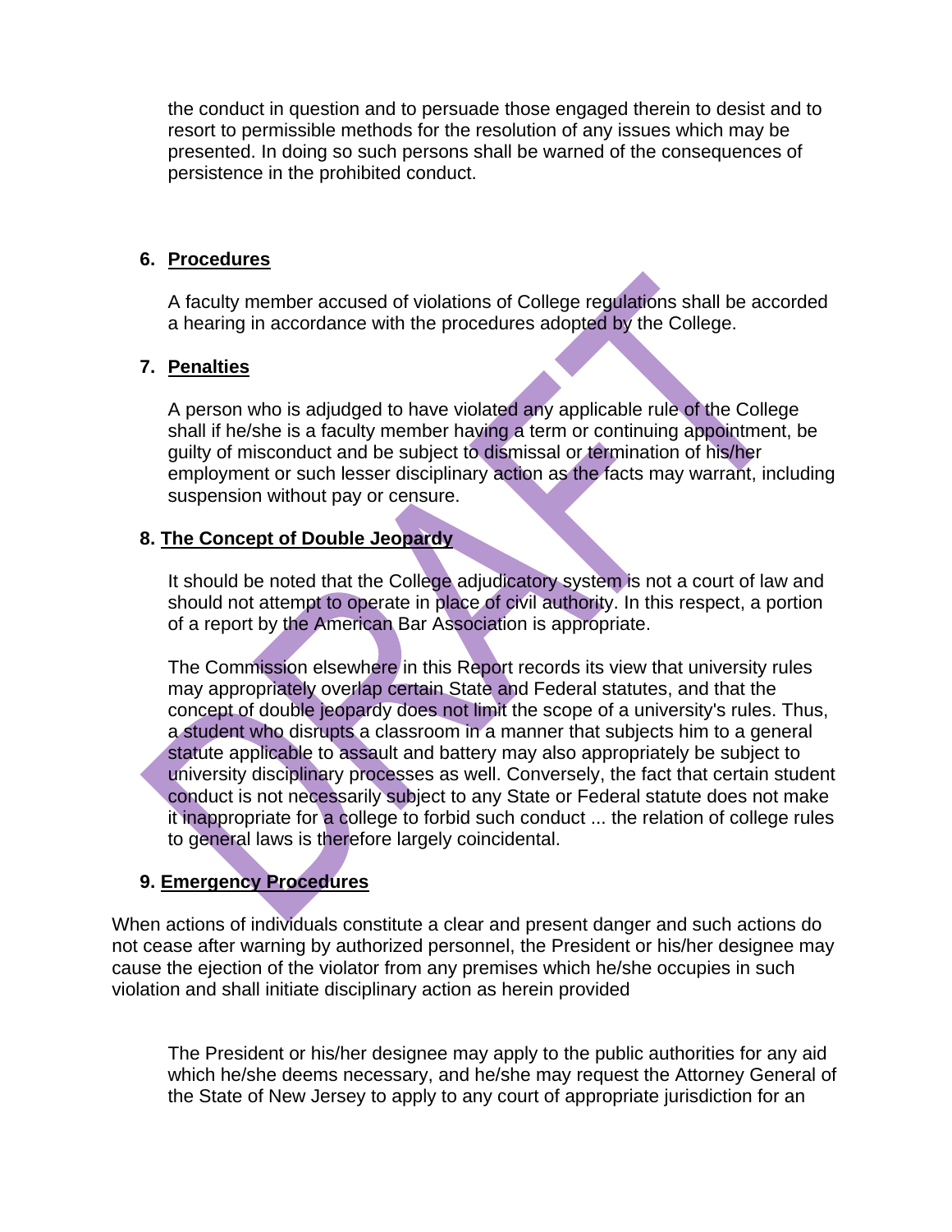the conduct in question and to persuade those engaged therein to desist and to resort to permissible methods for the resolution of any issues which may be presented. In doing so such persons shall be warned of the consequences of persistence in the prohibited conduct.

6. **Procedures**

A faculty member accused of violations of College regulations shall be accorded a hearing in accordance with the procedures adopted by the College.

7. **Penalties**

A person who is adjudged to have violated any applicable rule of the College shall if he/she is a faculty member having a term or continuing appointment, be guilty of misconduct and be subject to dismissal or termination of his/her employment or such lesser disciplinary action as the facts may warrant, including suspension without pay or censure.

8. **The Concept of Double Jeopardy**

It should be noted that the College adjudicatory system is not a court of law and should not attempt to operate in place of civil authority. In this respect, a portion of a report by the American Bar Association is appropriate.

The Commission elsewhere in this Report records its view that university rules may appropriately overlap certain State and Federal statutes, and that the concept of double jeopardy does not limit the scope of a university's rules. Thus, a student who disrupts a classroom in a manner that subjects him to a general statute applicable to assault and battery may also appropriately be subject to university disciplinary processes as well. Conversely, the fact that certain student conduct is not necessarily subject to any State or Federal statute does not make it inappropriate for a college to forbid such conduct ... the relation of college rules to general laws is therefore largely coincidental.

9. **Emergency Procedures**

When actions of individuals constitute a clear and present danger and such actions do not cease after warning by authorized personnel, the President or his/her designee may cause the ejection of the violator from any premises which he/she occupies in such violation and shall initiate disciplinary action as herein provided

The President or his/her designee may apply to the public authorities for any aid which he/she deems necessary, and he/she may request the Attorney General of the State of New Jersey to apply to any court of appropriate jurisdiction for an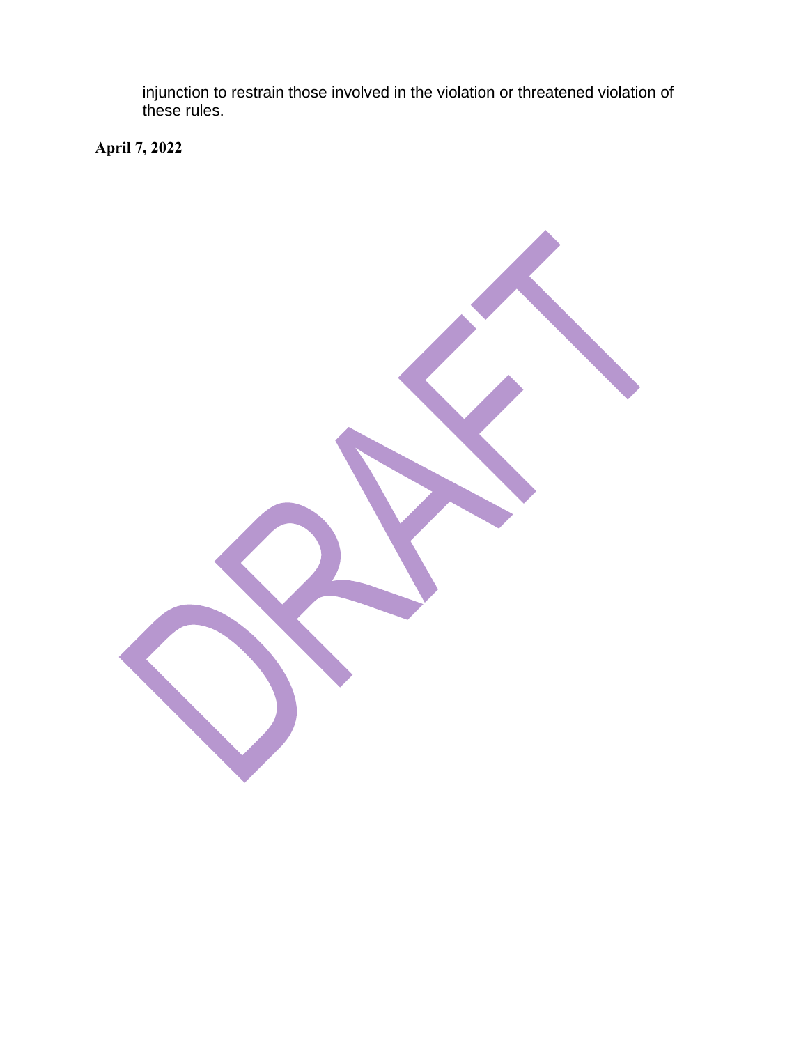injunction to restrain those involved in the violation or threatened violation of these rules.

**April 7, 2022**